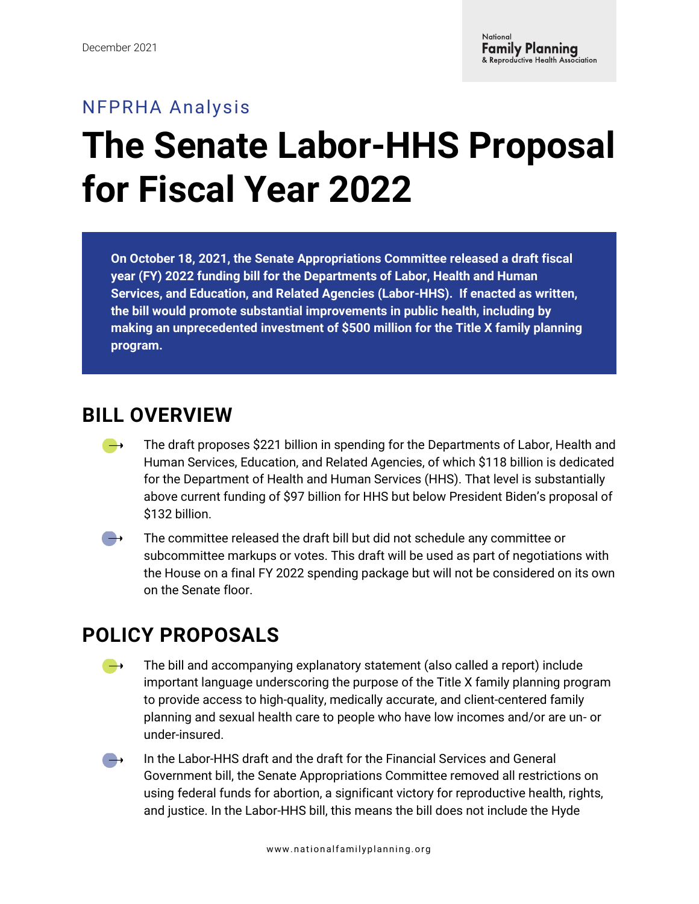December 2021

National Family Planning & Reproductive Health Association

NFPRHA Analysis

# The Senate Labor-HHS Proposal for Fiscal Year 2022

**On October 18, 2021, the Senate Appropriations Committee released a draft fiscal year (FY) 2022 funding bill for the Departments of Labor, Health and Human Services, and Education, and Related Agencies (Labor-HHS). If enacted as written, the bill would promote substantial improvements in public health, including by making an unprecedented investment of $500 million for the Title X family planning program.**

## BILL OVERVIEW

- The draft proposes $221 billion in spending for the Departments of Labor, Health and Human Services, Education, and Related Agencies, of which $118 billion is dedicated for the Department of Health and Human Services (HHS). That level is substantially above current funding of $97 billion for HHS but below President Biden's proposal of $132 billion.
- The committee released the draft bill but did not schedule any committee or subcommittee markups or votes. This draft will be used as part of negotiations with the House on a final FY 2022 spending package but will not be considered on its own on the Senate floor.

## POLICY PROPOSALS

- The bill and accompanying explanatory statement (also called a report) include important language underscoring the purpose of the Title X family planning program to provide access to high-quality, medically accurate, and client-centered family planning and sexual health care to people who have low incomes and/or are un- or under-insured.
- In the Labor-HHS draft and the draft for the Financial Services and General Government bill, the Senate Appropriations Committee removed all restrictions on using federal funds for abortion, a significant victory for reproductive health, rights, and justice. In the Labor-HHS bill, this means the bill does not include the Hyde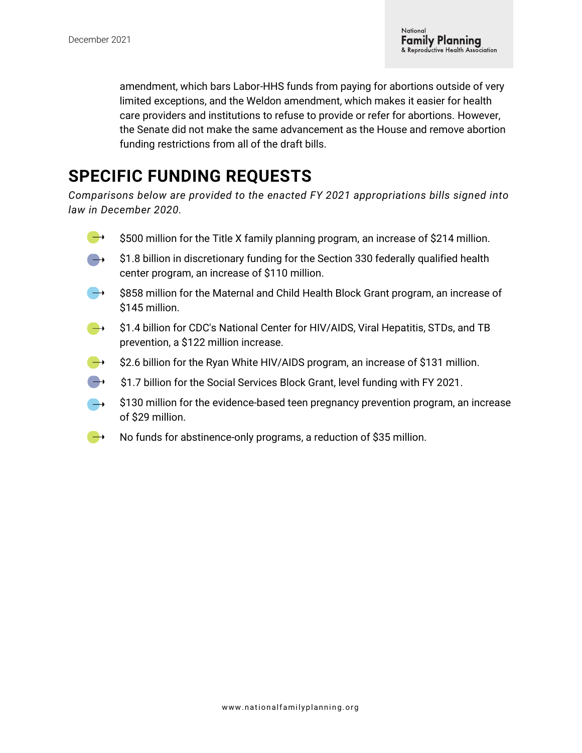amendment, which bars Labor-HHS funds from paying for abortions outside of very limited exceptions, and the Weldon amendment, which makes it easier for health care providers and institutions to refuse to provide or refer for abortions. However, the Senate did not make the same advancement as the House and remove abortion funding restrictions from all of the draft bills.

## SPECIFIC FUNDING REQUESTS

*Comparisons below are provided to the enacted FY 2021 appropriations bills signed into law in December 2020.*

- $500 million for the Title X family planning program, an increase of $214 million.
- $1.8 billion in discretionary funding for the Section 330 federally qualified health center program, an increase of $110 million.
- $858 million for the Maternal and Child Health Block Grant program, an increase of $145 million.
- $1.4 billion for CDC's National Center for HIV/AIDS, Viral Hepatitis, STDs, and TB prevention, a $122 million increase.
- $2.6 billion for the Ryan White HIV/AIDS program, an increase of $131 million.
- $1.7 billion for the Social Services Block Grant, level funding with FY 2021.
- $130 million for the evidence-based teen pregnancy prevention program, an increase of $29 million.
- No funds for abstinence-only programs, a reduction of $35 million.